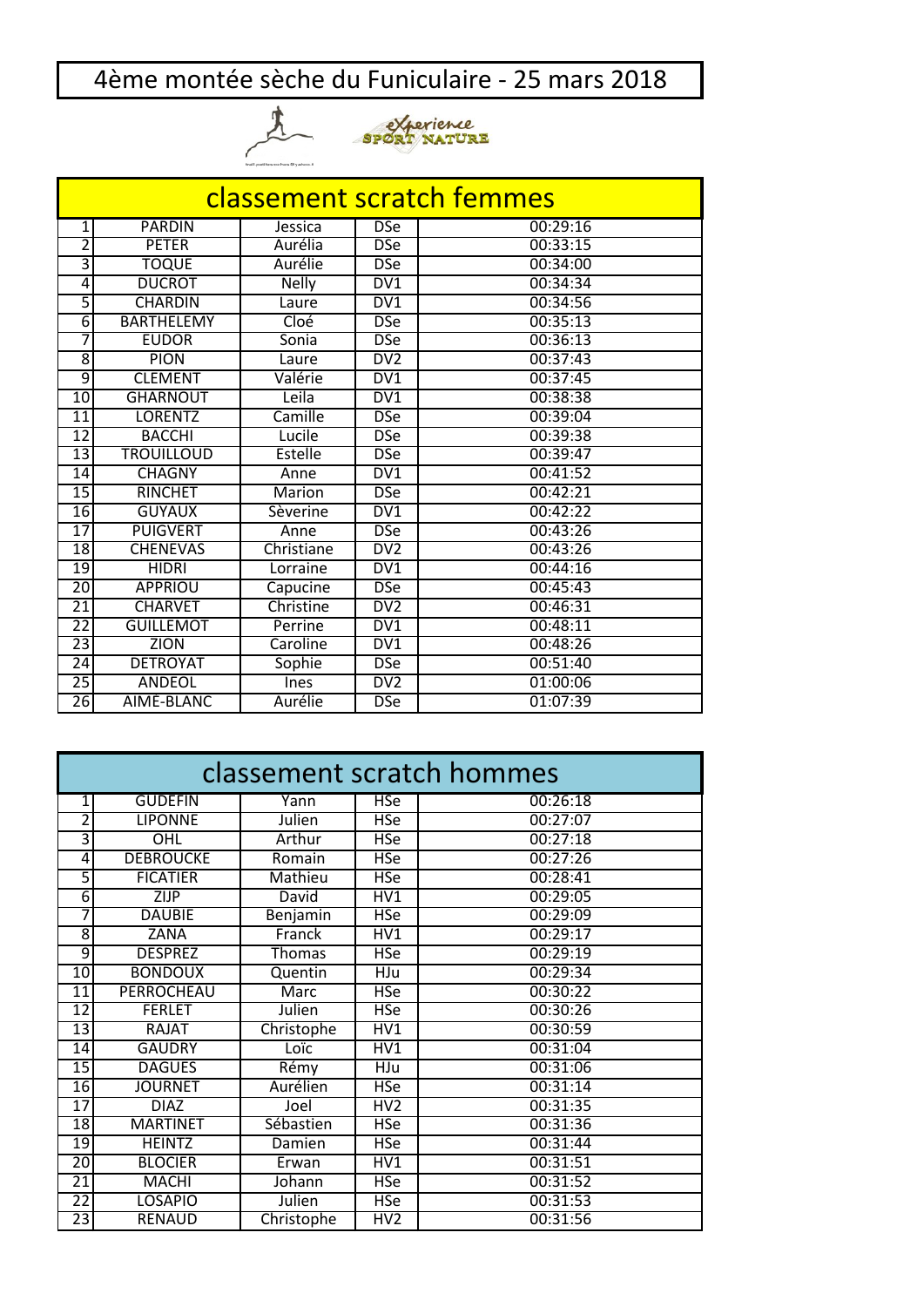# 4ème montée sèche du Funiculaire - 25 mars 2018

## classement scratch femmes

| | | | | |
|---|---|---|---|---|
| 1 | PARDIN | Jessica | DSe | 00:29:16 |
| 2 | PETER | Aurélia | DSe | 00:33:15 |
| 3 | TOQUE | Aurélie | DSe | 00:34:00 |
| 4 | DUCROT | Nelly | DV1 | 00:34:34 |
| 5 | CHARDIN | Laure | DV1 | 00:34:56 |
| 6 | BARTHELEMY | Cloé | DSe | 00:35:13 |
| 7 | EUDOR | Sonia | DSe | 00:36:13 |
| 8 | PION | Laure | DV2 | 00:37:43 |
| 9 | CLEMENT | Valérie | DV1 | 00:37:45 |
| 10 | GHARNOUT | Leila | DV1 | 00:38:38 |
| 11 | LORENTZ | Camille | DSe | 00:39:04 |
| 12 | BACCHI | Lucile | DSe | 00:39:38 |
| 13 | TROUILLOUD | Estelle | DSe | 00:39:47 |
| 14 | CHAGNY | Anne | DV1 | 00:41:52 |
| 15 | RINCHET | Marion | DSe | 00:42:21 |
| 16 | GUYAUX | Sèverine | DV1 | 00:42:22 |
| 17 | PUIGVERT | Anne | DSe | 00:43:26 |
| 18 | CHENEVAS | Christiane | DV2 | 00:43:26 |
| 19 | HIDRI | Lorraine | DV1 | 00:44:16 |
| 20 | APPRIOU | Capucine | DSe | 00:45:43 |
| 21 | CHARVET | Christine | DV2 | 00:46:31 |
| 22 | GUILLEMOT | Perrine | DV1 | 00:48:11 |
| 23 | ZION | Caroline | DV1 | 00:48:26 |
| 24 | DETROYAT | Sophie | DSe | 00:51:40 |
| 25 | ANDEOL | Ines | DV2 | 01:00:06 |
| 26 | AIME-BLANC | Aurélie | DSe | 01:07:39 |

## classement scratch hommes

| | | | | |
|---|---|---|---|---|
| 1 | GUDEFIN | Yann | HSe | 00:26:18 |
| 2 | LIPONNE | Julien | HSe | 00:27:07 |
| 3 | OHL | Arthur | HSe | 00:27:18 |
| 4 | DEBROUCKE | Romain | HSe | 00:27:26 |
| 5 | FICATIER | Mathieu | HSe | 00:28:41 |
| 6 | ZIJP | David | HV1 | 00:29:05 |
| 7 | DAUBIE | Benjamin | HSe | 00:29:09 |
| 8 | ZANA | Franck | HV1 | 00:29:17 |
| 9 | DESPREZ | Thomas | HSe | 00:29:19 |
| 10 | BONDOUX | Quentin | HJu | 00:29:34 |
| 11 | PERROCHEAU | Marc | HSe | 00:30:22 |
| 12 | FERLET | Julien | HSe | 00:30:26 |
| 13 | RAJAT | Christophe | HV1 | 00:30:59 |
| 14 | GAUDRY | Loïc | HV1 | 00:31:04 |
| 15 | DAGUES | Rémy | HJu | 00:31:06 |
| 16 | JOURNET | Aurélien | HSe | 00:31:14 |
| 17 | DIAZ | Joel | HV2 | 00:31:35 |
| 18 | MARTINET | Sébastien | HSe | 00:31:36 |
| 19 | HEINTZ | Damien | HSe | 00:31:44 |
| 20 | BLOCIER | Erwan | HV1 | 00:31:51 |
| 21 | MACHI | Johann | HSe | 00:31:52 |
| 22 | LOSAPIO | Julien | HSe | 00:31:53 |
| 23 | RENAUD | Christophe | HV2 | 00:31:56 |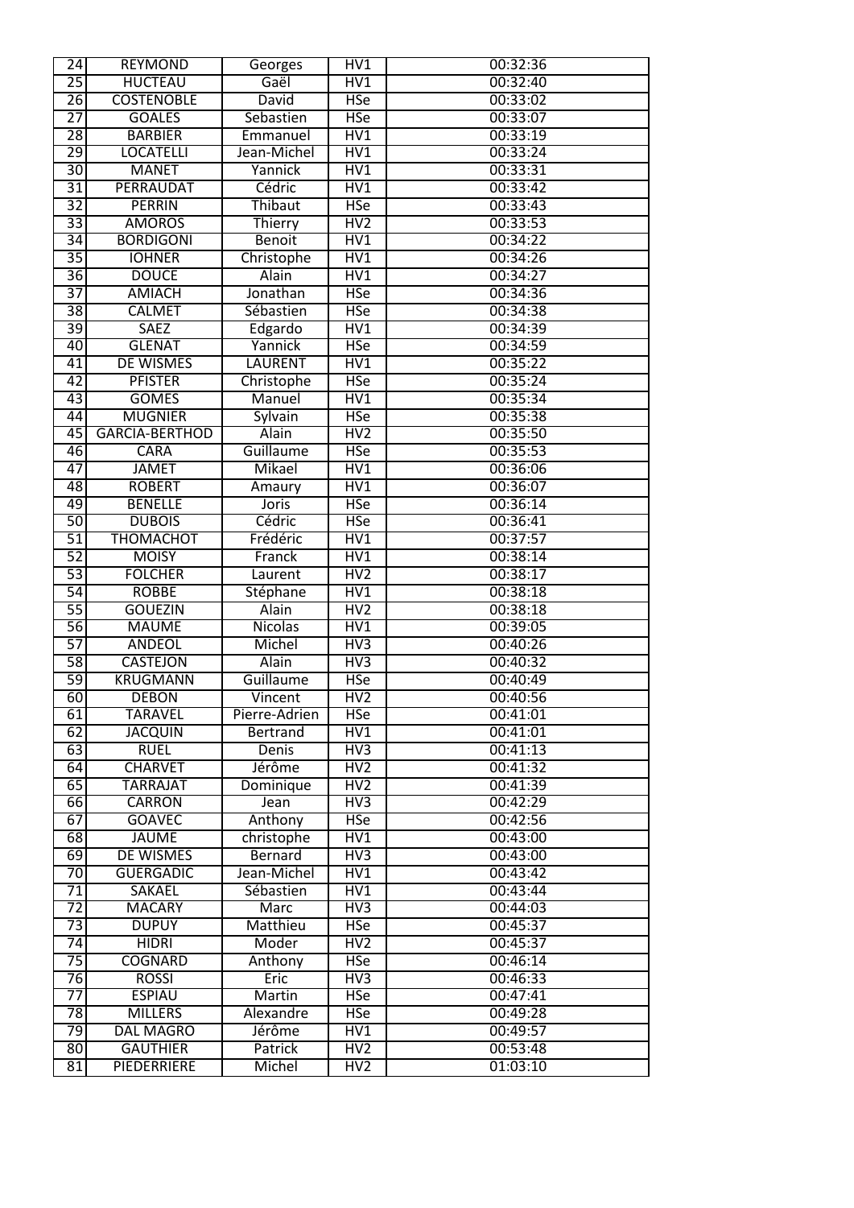| | | | | |
|---|---|---|---|---|
| 24 | REYMOND | Georges | HV1 | 00:32:36 |
| 25 | HUCTEAU | Gaël | HV1 | 00:32:40 |
| 26 | COSTENOBLE | David | HSe | 00:33:02 |
| 27 | GOALES | Sebastien | HSe | 00:33:07 |
| 28 | BARBIER | Emmanuel | HV1 | 00:33:19 |
| 29 | LOCATELLI | Jean-Michel | HV1 | 00:33:24 |
| 30 | MANET | Yannick | HV1 | 00:33:31 |
| 31 | PERRAUDAT | Cédric | HV1 | 00:33:42 |
| 32 | PERRIN | Thibaut | HSe | 00:33:43 |
| 33 | AMOROS | Thierry | HV2 | 00:33:53 |
| 34 | BORDIGONI | Benoit | HV1 | 00:34:22 |
| 35 | IOHNER | Christophe | HV1 | 00:34:26 |
| 36 | DOUCE | Alain | HV1 | 00:34:27 |
| 37 | AMIACH | Jonathan | HSe | 00:34:36 |
| 38 | CALMET | Sébastien | HSe | 00:34:38 |
| 39 | SAEZ | Edgardo | HV1 | 00:34:39 |
| 40 | GLENAT | Yannick | HSe | 00:34:59 |
| 41 | DE WISMES | LAURENT | HV1 | 00:35:22 |
| 42 | PFISTER | Christophe | HSe | 00:35:24 |
| 43 | GOMES | Manuel | HV1 | 00:35:34 |
| 44 | MUGNIER | Sylvain | HSe | 00:35:38 |
| 45 | GARCIA-BERTHOD | Alain | HV2 | 00:35:50 |
| 46 | CARA | Guillaume | HSe | 00:35:53 |
| 47 | JAMET | Mikael | HV1 | 00:36:06 |
| 48 | ROBERT | Amaury | HV1 | 00:36:07 |
| 49 | BENELLE | Joris | HSe | 00:36:14 |
| 50 | DUBOIS | Cédric | HSe | 00:36:41 |
| 51 | THOMACHOT | Frédéric | HV1 | 00:37:57 |
| 52 | MOISY | Franck | HV1 | 00:38:14 |
| 53 | FOLCHER | Laurent | HV2 | 00:38:17 |
| 54 | ROBBE | Stéphane | HV1 | 00:38:18 |
| 55 | GOUEZIN | Alain | HV2 | 00:38:18 |
| 56 | MAUME | Nicolas | HV1 | 00:39:05 |
| 57 | ANDEOL | Michel | HV3 | 00:40:26 |
| 58 | CASTEJON | Alain | HV3 | 00:40:32 |
| 59 | KRUGMANN | Guillaume | HSe | 00:40:49 |
| 60 | DEBON | Vincent | HV2 | 00:40:56 |
| 61 | TARAVEL | Pierre-Adrien | HSe | 00:41:01 |
| 62 | JACQUIN | Bertrand | HV1 | 00:41:01 |
| 63 | RUEL | Denis | HV3 | 00:41:13 |
| 64 | CHARVET | Jérôme | HV2 | 00:41:32 |
| 65 | TARRAJAT | Dominique | HV2 | 00:41:39 |
| 66 | CARRON | Jean | HV3 | 00:42:29 |
| 67 | GOAVEC | Anthony | HSe | 00:42:56 |
| 68 | JAUME | christophe | HV1 | 00:43:00 |
| 69 | DE WISMES | Bernard | HV3 | 00:43:00 |
| 70 | GUERGADIC | Jean-Michel | HV1 | 00:43:42 |
| 71 | SAKAEL | Sébastien | HV1 | 00:43:44 |
| 72 | MACARY | Marc | HV3 | 00:44:03 |
| 73 | DUPUY | Matthieu | HSe | 00:45:37 |
| 74 | HIDRI | Moder | HV2 | 00:45:37 |
| 75 | COGNARD | Anthony | HSe | 00:46:14 |
| 76 | ROSSI | Eric | HV3 | 00:46:33 |
| 77 | ESPIAU | Martin | HSe | 00:47:41 |
| 78 | MILLERS | Alexandre | HSe | 00:49:28 |
| 79 | DAL MAGRO | Jérôme | HV1 | 00:49:57 |
| 80 | GAUTHIER | Patrick | HV2 | 00:53:48 |
| 81 | PIEDERRIERE | Michel | HV2 | 01:03:10 |